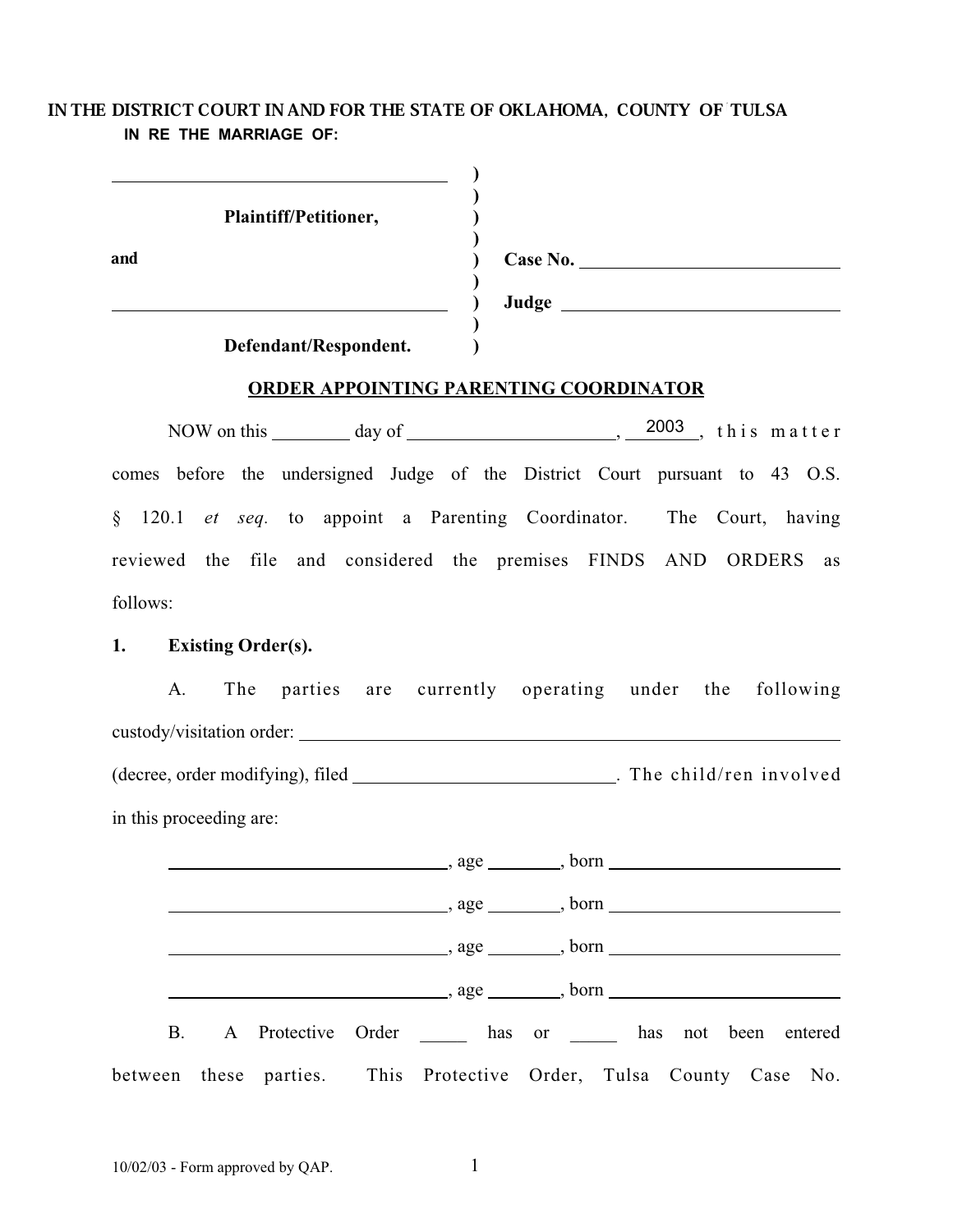**IN THE DISTRICT COURT IN AND FOR THE STATE OF OKLAHOMA, COUNTY OF TULSA**
**IN RE THE MARRIAGE OF:**

| | | |
|---|---|---|
| ______________________________ | ) | |
| | ) | |
| **Plaintiff/Petitioner,** | ) | |
| | ) | |
| **and** | ) | **Case No.** ______________________ |
| | ) | |
| ______________________________ | ) | **Judge** ______________________ |
| | ) | |
| **Defendant/Respondent.** | ) | |

## ORDER APPOINTING PARENTING COORDINATOR

NOW on this ________ day of ______________________, 2003, this matter comes before the undersigned Judge of the District Court pursuant to 43 O.S. § 120.1 *et seq.* to appoint a Parenting Coordinator. The Court, having reviewed the file and considered the premises FINDS AND ORDERS as follows:

**1. Existing Order(s).**

A. The parties are currently operating under the following custody/visitation order: ______________________________________________ (decree, order modifying), filed ___________________________. The child/ren involved in this proceeding are:

______________________________, age _______, born ________________________

______________________________, age _______, born ________________________

______________________________, age _______, born ________________________

______________________________, age _______, born ________________________

B. A Protective Order _____ has or _____ has not been entered between these parties. This Protective Order, Tulsa County Case No.

10/02/03 - Form approved by QAP.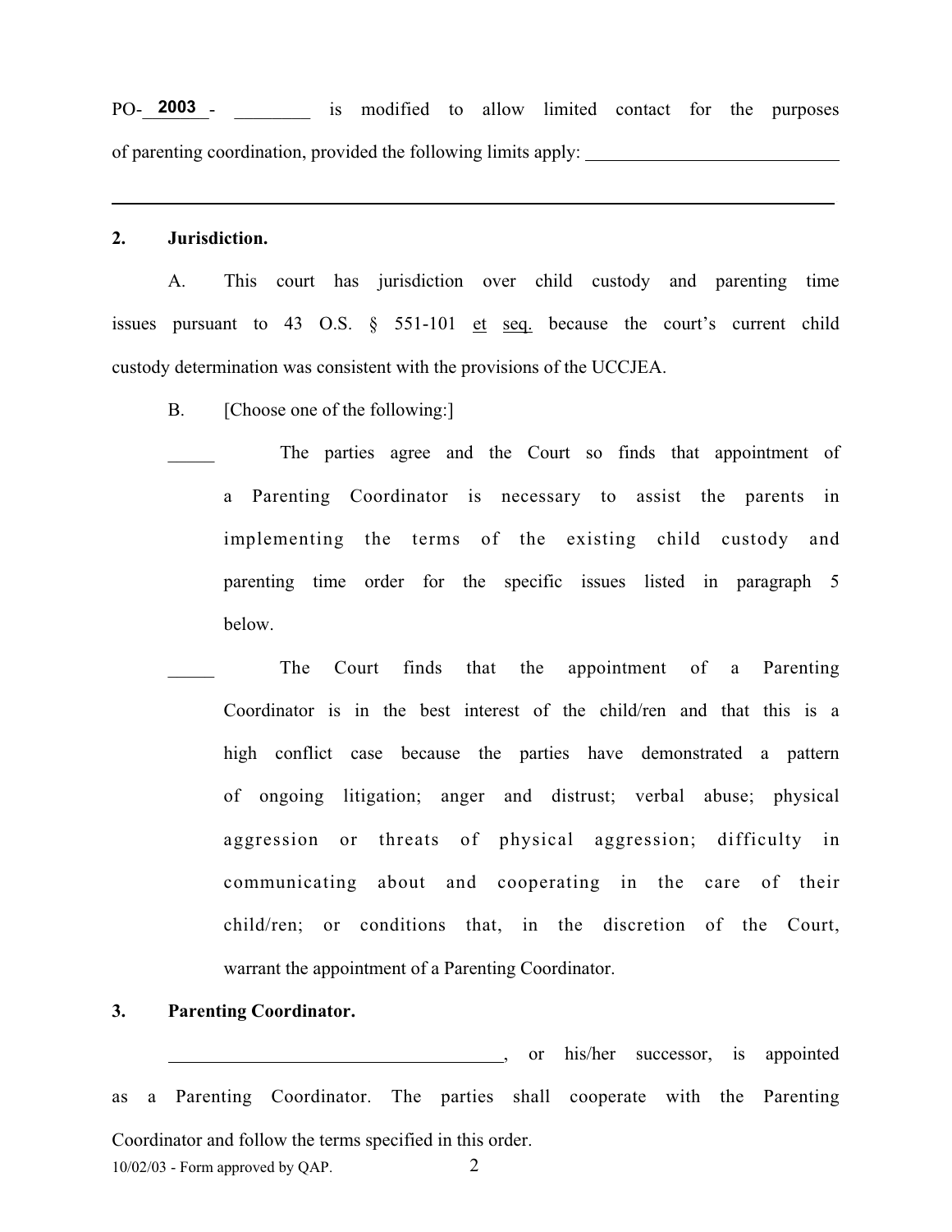PO-\_\_2003\_\_- \_\_\_\_\_\_\_\_ is modified to allow limited contact for the purposes of parenting coordination, provided the following limits apply: \_\_\_\_\_\_\_\_\_\_\_\_\_\_\_\_\_\_\_\_\_\_\_\_\_\_\_\_

\_\_\_\_\_\_\_\_\_\_\_\_\_\_\_\_\_\_\_\_\_\_\_\_\_\_\_\_\_\_\_\_\_\_\_\_\_\_\_\_\_\_\_\_\_\_\_\_\_\_\_\_\_\_\_\_\_\_\_\_\_\_\_\_\_\_\_\_\_\_

**2. Jurisdiction.**

A. This court has jurisdiction over child custody and parenting time issues pursuant to 43 O.S. § 551-101 <u>et</u> <u>seq.</u> because the court's current child custody determination was consistent with the provisions of the UCCJEA.

B. [Choose one of the following:]

\_\_\_\_\_ The parties agree and the Court so finds that appointment of a Parenting Coordinator is necessary to assist the parents in implementing the terms of the existing child custody and parenting time order for the specific issues listed in paragraph 5 below.

\_\_\_\_\_ The Court finds that the appointment of a Parenting Coordinator is in the best interest of the child/ren and that this is a high conflict case because the parties have demonstrated a pattern of ongoing litigation; anger and distrust; verbal abuse; physical aggression or threats of physical aggression; difficulty in communicating about and cooperating in the care of their child/ren; or conditions that, in the discretion of the Court, warrant the appointment of a Parenting Coordinator.

**3. Parenting Coordinator.**

\_\_\_\_\_\_\_\_\_\_\_\_\_\_\_\_\_\_\_\_\_\_\_\_\_\_\_\_\_\_\_\_\_\_\_\_\_\_, or his/her successor, is appointed as a Parenting Coordinator. The parties shall cooperate with the Parenting Coordinator and follow the terms specified in this order.

10/02/03 - Form approved by QAP.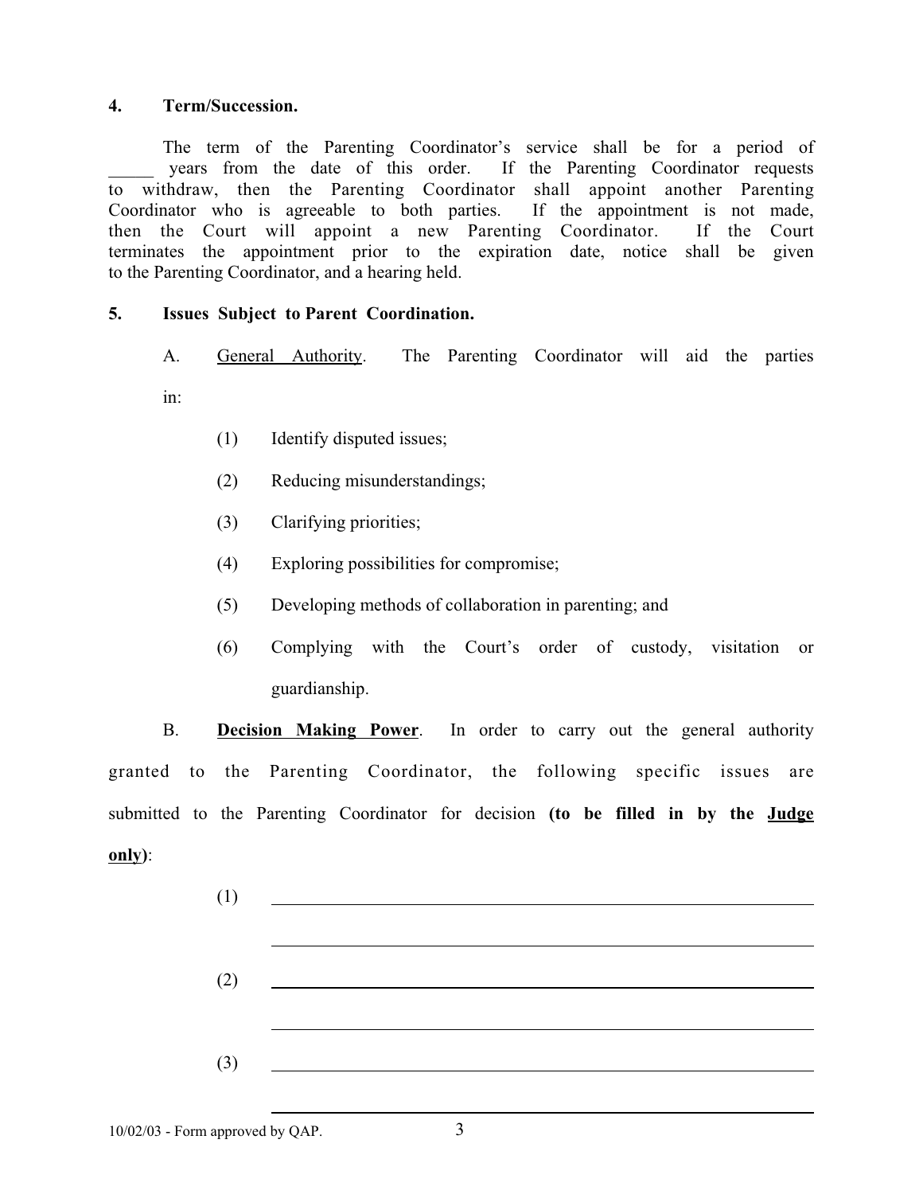**4. Term/Succession.**

The term of the Parenting Coordinator's service shall be for a period of _____ years from the date of this order. If the Parenting Coordinator requests to withdraw, then the Parenting Coordinator shall appoint another Parenting Coordinator who is agreeable to both parties. If the appointment is not made, then the Court will appoint a new Parenting Coordinator. If the Court terminates the appointment prior to the expiration date, notice shall be given to the Parenting Coordinator, and a hearing held.

**5. Issues Subject to Parent Coordination.**

A. General Authority. The Parenting Coordinator will aid the parties in:

(1) Identify disputed issues;

(2) Reducing misunderstandings;

(3) Clarifying priorities;

(4) Exploring possibilities for compromise;

(5) Developing methods of collaboration in parenting; and

(6) Complying with the Court's order of custody, visitation or guardianship.

B. **Decision Making Power**. In order to carry out the general authority granted to the Parenting Coordinator, the following specific issues are submitted to the Parenting Coordinator for decision **(to be filled in by the Judge only)**:

(1) ______________________________________________________________

______________________________________________________________

(2) ______________________________________________________________

______________________________________________________________

(3) ______________________________________________________________

______________________________________________________________

10/02/03 - Form approved by QAP.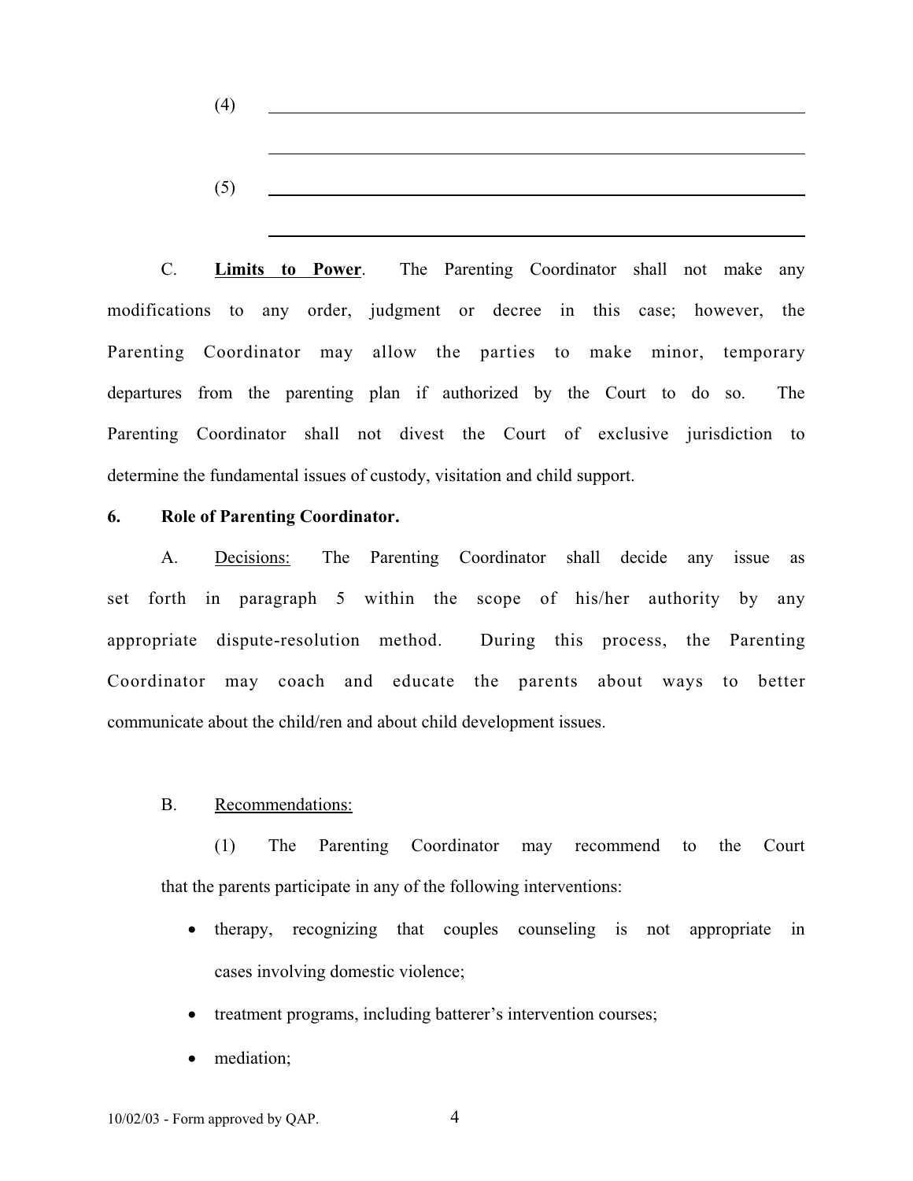(4) \_\_\_\_\_\_\_\_\_\_\_\_\_\_\_\_\_\_\_\_\_\_\_\_\_\_\_\_\_\_\_\_\_\_\_\_\_\_\_\_\_\_\_\_\_\_\_\_\_\_

\_\_\_\_\_\_\_\_\_\_\_\_\_\_\_\_\_\_\_\_\_\_\_\_\_\_\_\_\_\_\_\_\_\_\_\_\_\_\_\_\_\_\_\_\_\_\_\_\_\_

(5) \_\_\_\_\_\_\_\_\_\_\_\_\_\_\_\_\_\_\_\_\_\_\_\_\_\_\_\_\_\_\_\_\_\_\_\_\_\_\_\_\_\_\_\_\_\_\_\_\_\_

\_\_\_\_\_\_\_\_\_\_\_\_\_\_\_\_\_\_\_\_\_\_\_\_\_\_\_\_\_\_\_\_\_\_\_\_\_\_\_\_\_\_\_\_\_\_\_\_\_\_

C. **Limits to Power**. The Parenting Coordinator shall not make any modifications to any order, judgment or decree in this case; however, the Parenting Coordinator may allow the parties to make minor, temporary departures from the parenting plan if authorized by the Court to do so. The Parenting Coordinator shall not divest the Court of exclusive jurisdiction to determine the fundamental issues of custody, visitation and child support.

**6. Role of Parenting Coordinator.**

A. Decisions: The Parenting Coordinator shall decide any issue as set forth in paragraph 5 within the scope of his/her authority by any appropriate dispute-resolution method. During this process, the Parenting Coordinator may coach and educate the parents about ways to better communicate about the child/ren and about child development issues.

B. Recommendations:

(1) The Parenting Coordinator may recommend to the Court that the parents participate in any of the following interventions:

- therapy, recognizing that couples counseling is not appropriate in cases involving domestic violence;
- treatment programs, including batterer's intervention courses;
- mediation;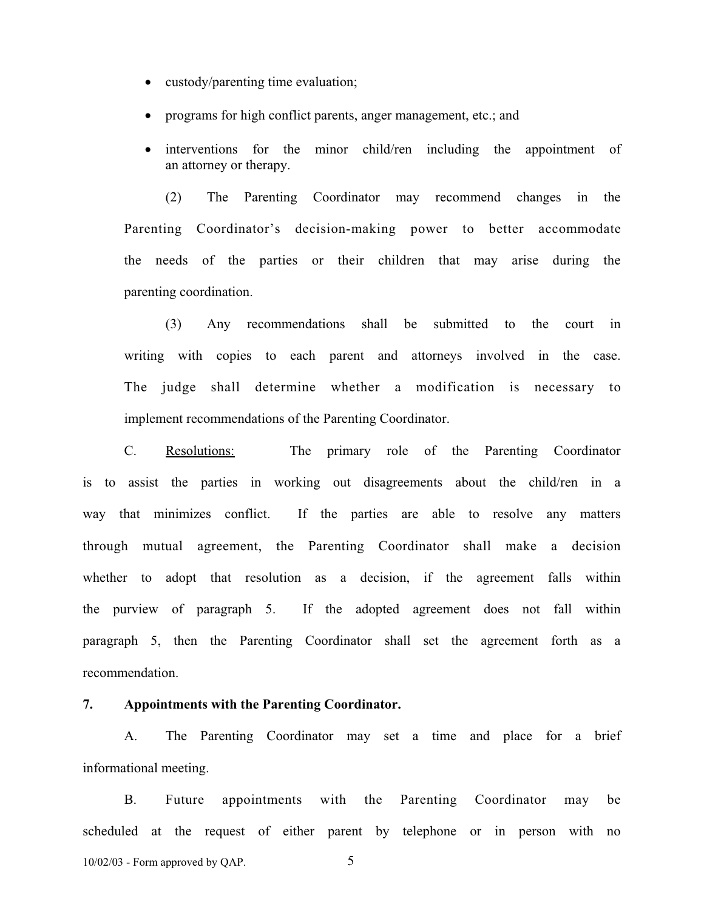- custody/parenting time evaluation;
- programs for high conflict parents, anger management, etc.; and
- interventions for the minor child/ren including the appointment of an attorney or therapy.

(2) The Parenting Coordinator may recommend changes in the Parenting Coordinator's decision-making power to better accommodate the needs of the parties or their children that may arise during the parenting coordination.

(3) Any recommendations shall be submitted to the court in writing with copies to each parent and attorneys involved in the case. The judge shall determine whether a modification is necessary to implement recommendations of the Parenting Coordinator.

C. Resolutions: The primary role of the Parenting Coordinator is to assist the parties in working out disagreements about the child/ren in a way that minimizes conflict. If the parties are able to resolve any matters through mutual agreement, the Parenting Coordinator shall make a decision whether to adopt that resolution as a decision, if the agreement falls within the purview of paragraph 5. If the adopted agreement does not fall within paragraph 5, then the Parenting Coordinator shall set the agreement forth as a recommendation.

**7. Appointments with the Parenting Coordinator.**

A. The Parenting Coordinator may set a time and place for a brief informational meeting.

B. Future appointments with the Parenting Coordinator may be scheduled at the request of either parent by telephone or in person with no

10/02/03 - Form approved by QAP.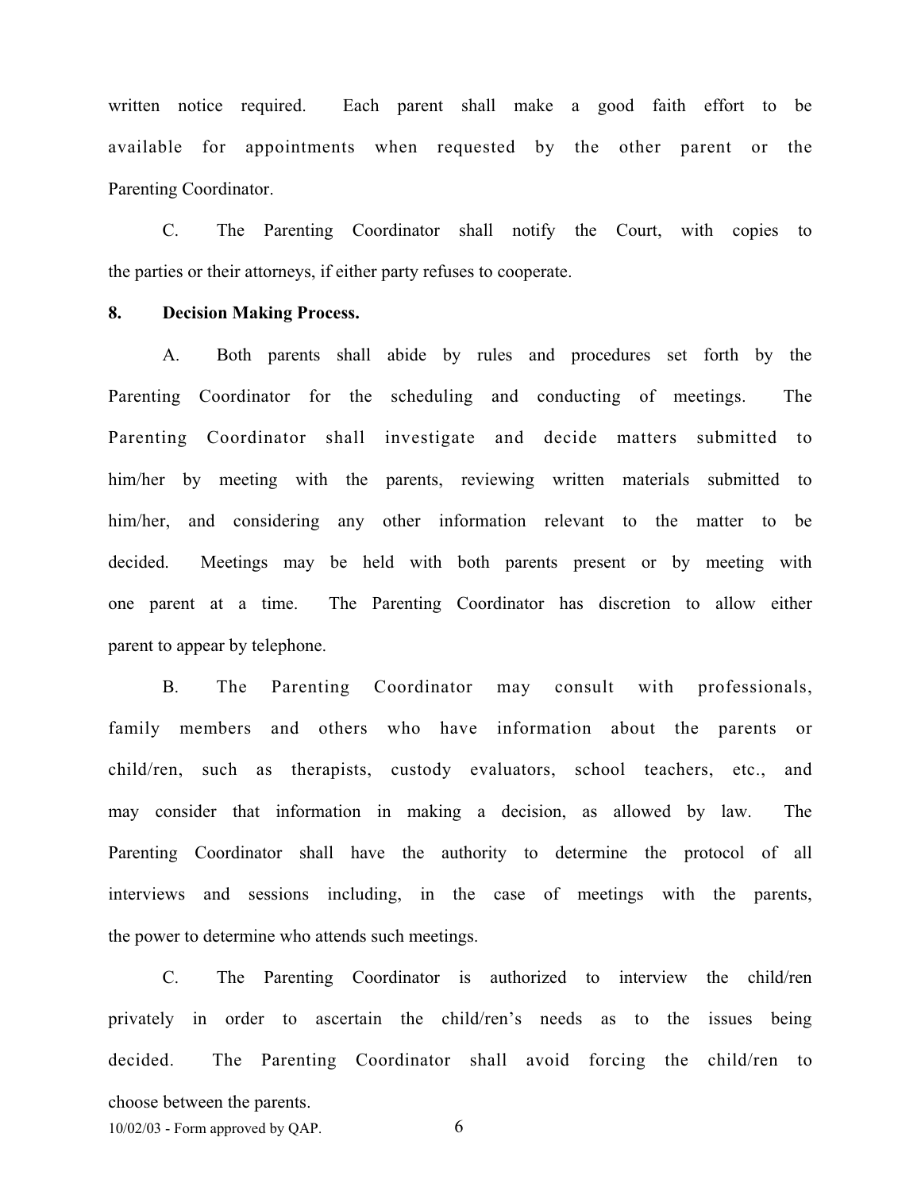written notice required. Each parent shall make a good faith effort to be available for appointments when requested by the other parent or the Parenting Coordinator.

C. The Parenting Coordinator shall notify the Court, with copies to the parties or their attorneys, if either party refuses to cooperate.

**8. Decision Making Process.**

A. Both parents shall abide by rules and procedures set forth by the Parenting Coordinator for the scheduling and conducting of meetings. The Parenting Coordinator shall investigate and decide matters submitted to him/her by meeting with the parents, reviewing written materials submitted to him/her, and considering any other information relevant to the matter to be decided. Meetings may be held with both parents present or by meeting with one parent at a time. The Parenting Coordinator has discretion to allow either parent to appear by telephone.

B. The Parenting Coordinator may consult with professionals, family members and others who have information about the parents or child/ren, such as therapists, custody evaluators, school teachers, etc., and may consider that information in making a decision, as allowed by law. The Parenting Coordinator shall have the authority to determine the protocol of all interviews and sessions including, in the case of meetings with the parents, the power to determine who attends such meetings.

C. The Parenting Coordinator is authorized to interview the child/ren privately in order to ascertain the child/ren's needs as to the issues being decided. The Parenting Coordinator shall avoid forcing the child/ren to choose between the parents.

10/02/03 - Form approved by QAP.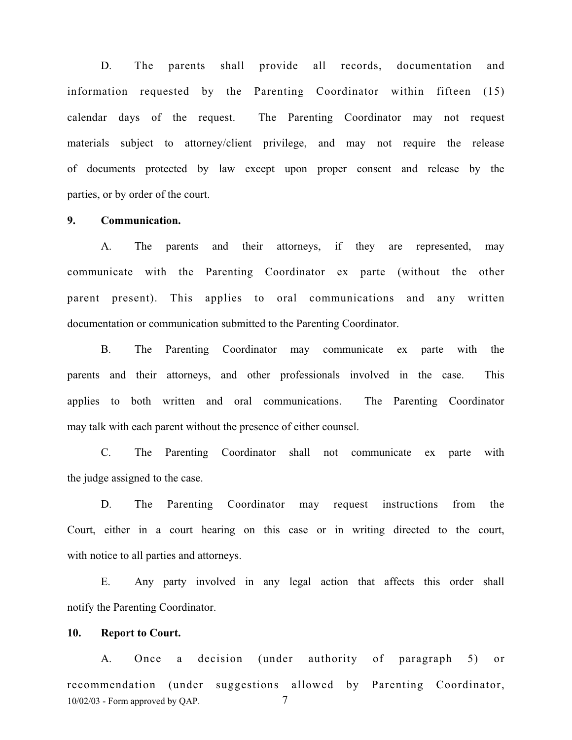D. The parents shall provide all records, documentation and information requested by the Parenting Coordinator within fifteen (15) calendar days of the request. The Parenting Coordinator may not request materials subject to attorney/client privilege, and may not require the release of documents protected by law except upon proper consent and release by the parties, or by order of the court.

**9. Communication.**

A. The parents and their attorneys, if they are represented, may communicate with the Parenting Coordinator ex parte (without the other parent present). This applies to oral communications and any written documentation or communication submitted to the Parenting Coordinator.

B. The Parenting Coordinator may communicate ex parte with the parents and their attorneys, and other professionals involved in the case. This applies to both written and oral communications. The Parenting Coordinator may talk with each parent without the presence of either counsel.

C. The Parenting Coordinator shall not communicate ex parte with the judge assigned to the case.

D. The Parenting Coordinator may request instructions from the Court, either in a court hearing on this case or in writing directed to the court, with notice to all parties and attorneys.

E. Any party involved in any legal action that affects this order shall notify the Parenting Coordinator.

**10. Report to Court.**

A. Once a decision (under authority of paragraph 5) or recommendation (under suggestions allowed by Parenting Coordinator,

10/02/03 - Form approved by QAP.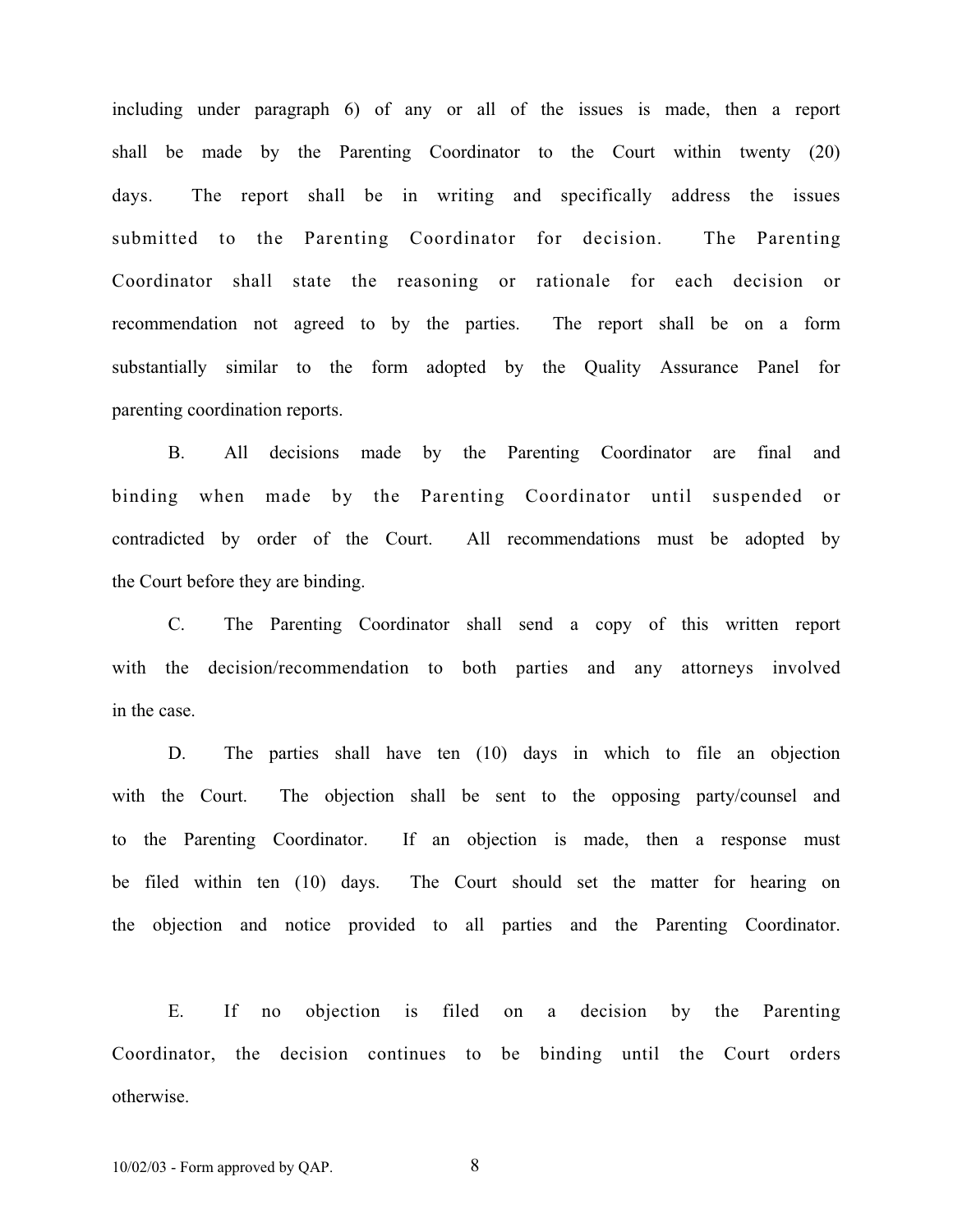including under paragraph 6) of any or all of the issues is made, then a report shall be made by the Parenting Coordinator to the Court within twenty (20) days. The report shall be in writing and specifically address the issues submitted to the Parenting Coordinator for decision. The Parenting Coordinator shall state the reasoning or rationale for each decision or recommendation not agreed to by the parties. The report shall be on a form substantially similar to the form adopted by the Quality Assurance Panel for parenting coordination reports.

B. All decisions made by the Parenting Coordinator are final and binding when made by the Parenting Coordinator until suspended or contradicted by order of the Court. All recommendations must be adopted by the Court before they are binding.

C. The Parenting Coordinator shall send a copy of this written report with the decision/recommendation to both parties and any attorneys involved in the case.

D. The parties shall have ten (10) days in which to file an objection with the Court. The objection shall be sent to the opposing party/counsel and to the Parenting Coordinator. If an objection is made, then a response must be filed within ten (10) days. The Court should set the matter for hearing on the objection and notice provided to all parties and the Parenting Coordinator.

E. If no objection is filed on a decision by the Parenting Coordinator, the decision continues to be binding until the Court orders otherwise.

10/02/03 - Form approved by QAP.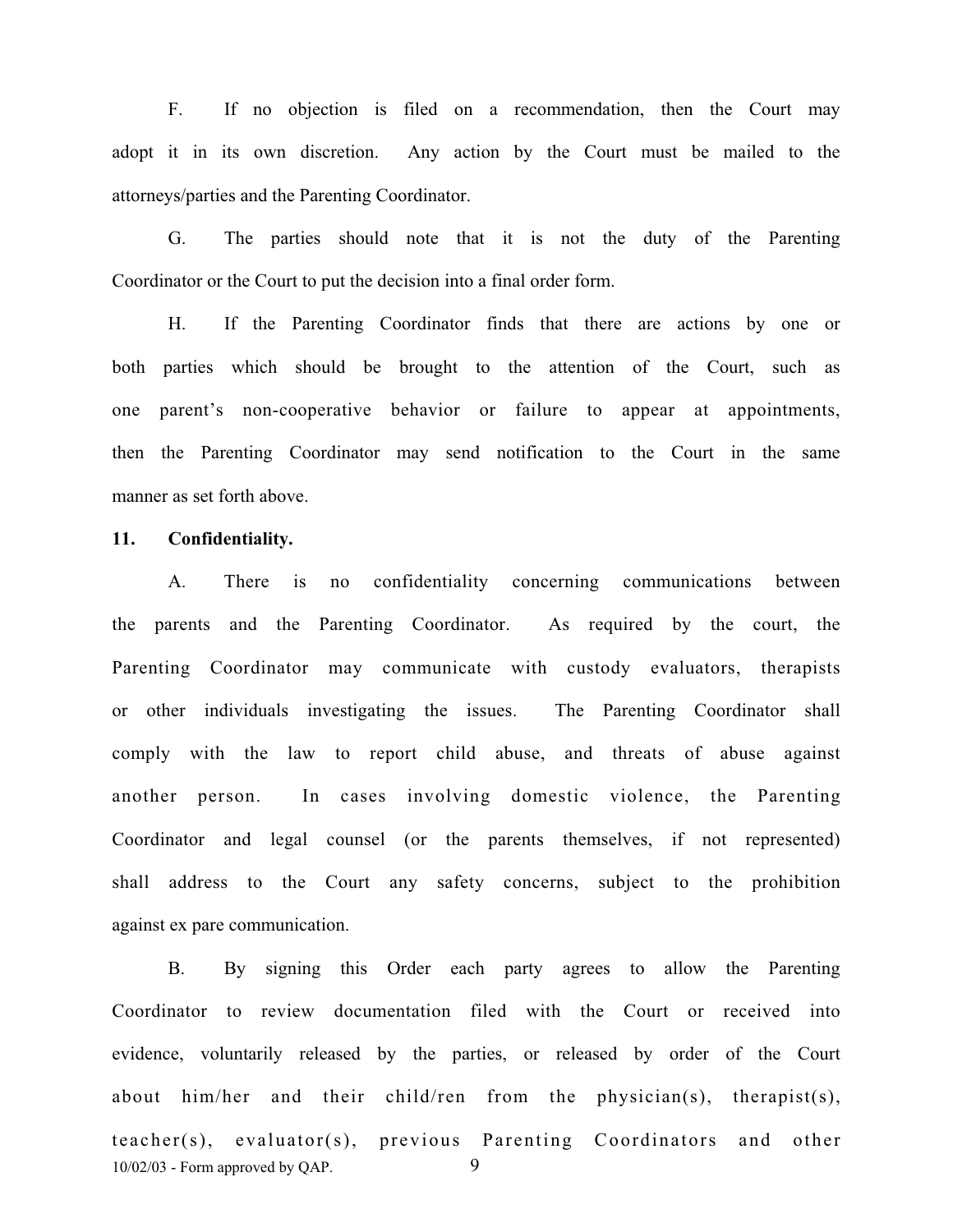F. If no objection is filed on a recommendation, then the Court may adopt it in its own discretion. Any action by the Court must be mailed to the attorneys/parties and the Parenting Coordinator.

G. The parties should note that it is not the duty of the Parenting Coordinator or the Court to put the decision into a final order form.

H. If the Parenting Coordinator finds that there are actions by one or both parties which should be brought to the attention of the Court, such as one parent's non-cooperative behavior or failure to appear at appointments, then the Parenting Coordinator may send notification to the Court in the same manner as set forth above.

**11. Confidentiality.**

A. There is no confidentiality concerning communications between the parents and the Parenting Coordinator. As required by the court, the Parenting Coordinator may communicate with custody evaluators, therapists or other individuals investigating the issues. The Parenting Coordinator shall comply with the law to report child abuse, and threats of abuse against another person. In cases involving domestic violence, the Parenting Coordinator and legal counsel (or the parents themselves, if not represented) shall address to the Court any safety concerns, subject to the prohibition against ex pare communication.

B. By signing this Order each party agrees to allow the Parenting Coordinator to review documentation filed with the Court or received into evidence, voluntarily released by the parties, or released by order of the Court about him/her and their child/ren from the physician(s), therapist(s), teacher(s), evaluator(s), previous Parenting Coordinators and other

10/02/03 - Form approved by QAP.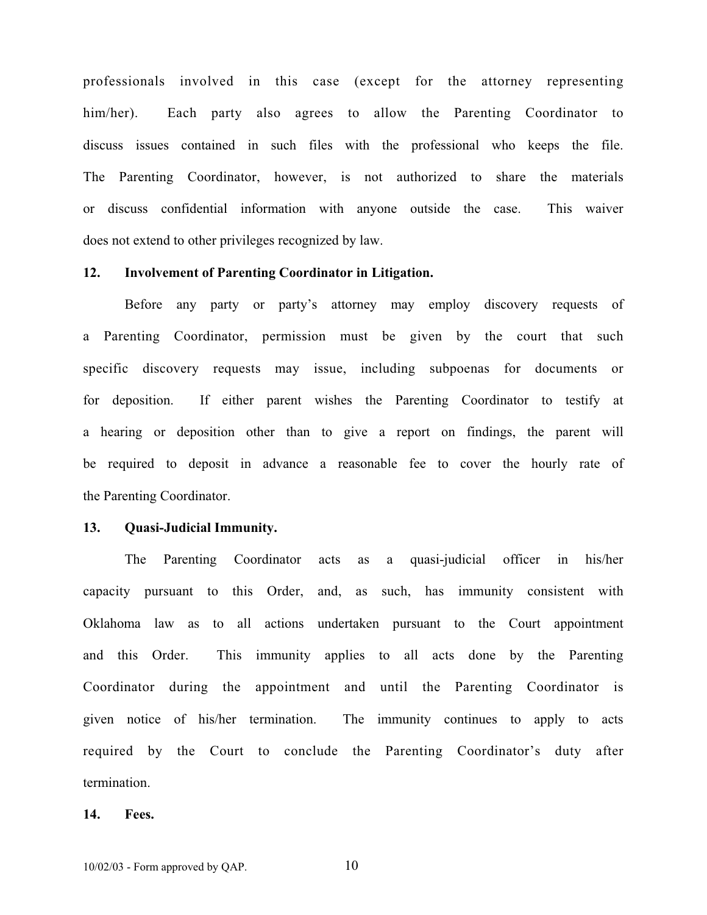professionals involved in this case (except for the attorney representing him/her). Each party also agrees to allow the Parenting Coordinator to discuss issues contained in such files with the professional who keeps the file. The Parenting Coordinator, however, is not authorized to share the materials or discuss confidential information with anyone outside the case. This waiver does not extend to other privileges recognized by law.

**12. Involvement of Parenting Coordinator in Litigation.**

Before any party or party's attorney may employ discovery requests of a Parenting Coordinator, permission must be given by the court that such specific discovery requests may issue, including subpoenas for documents or for deposition. If either parent wishes the Parenting Coordinator to testify at a hearing or deposition other than to give a report on findings, the parent will be required to deposit in advance a reasonable fee to cover the hourly rate of the Parenting Coordinator.

**13. Quasi-Judicial Immunity.**

The Parenting Coordinator acts as a quasi-judicial officer in his/her capacity pursuant to this Order, and, as such, has immunity consistent with Oklahoma law as to all actions undertaken pursuant to the Court appointment and this Order. This immunity applies to all acts done by the Parenting Coordinator during the appointment and until the Parenting Coordinator is given notice of his/her termination. The immunity continues to apply to acts required by the Court to conclude the Parenting Coordinator's duty after termination.

**14. Fees.**

10/02/03 - Form approved by QAP.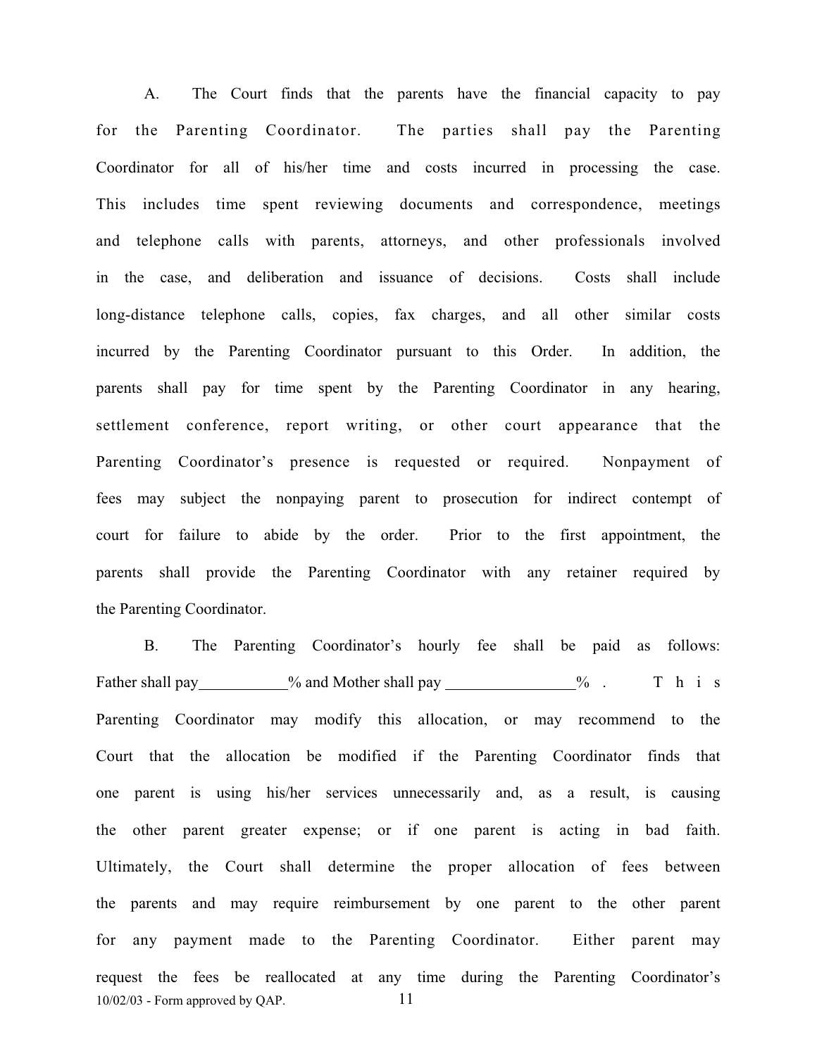A. The Court finds that the parents have the financial capacity to pay for the Parenting Coordinator. The parties shall pay the Parenting Coordinator for all of his/her time and costs incurred in processing the case. This includes time spent reviewing documents and correspondence, meetings and telephone calls with parents, attorneys, and other professionals involved in the case, and deliberation and issuance of decisions. Costs shall include long-distance telephone calls, copies, fax charges, and all other similar costs incurred by the Parenting Coordinator pursuant to this Order. In addition, the parents shall pay for time spent by the Parenting Coordinator in any hearing, settlement conference, report writing, or other court appearance that the Parenting Coordinator's presence is requested or required. Nonpayment of fees may subject the nonpaying parent to prosecution for indirect contempt of court for failure to abide by the order. Prior to the first appointment, the parents shall provide the Parenting Coordinator with any retainer required by the Parenting Coordinator.

B. The Parenting Coordinator's hourly fee shall be paid as follows: Father shall pay\_\_\_\_\_\_\_\_\_\_\_% and Mother shall pay \_\_\_\_\_\_\_\_\_\_\_\_\_\_\_\_% . This Parenting Coordinator may modify this allocation, or may recommend to the Court that the allocation be modified if the Parenting Coordinator finds that one parent is using his/her services unnecessarily and, as a result, is causing the other parent greater expense; or if one parent is acting in bad faith. Ultimately, the Court shall determine the proper allocation of fees between the parents and may require reimbursement by one parent to the other parent for any payment made to the Parenting Coordinator. Either parent may request the fees be reallocated at any time during the Parenting Coordinator's

10/02/03 - Form approved by QAP.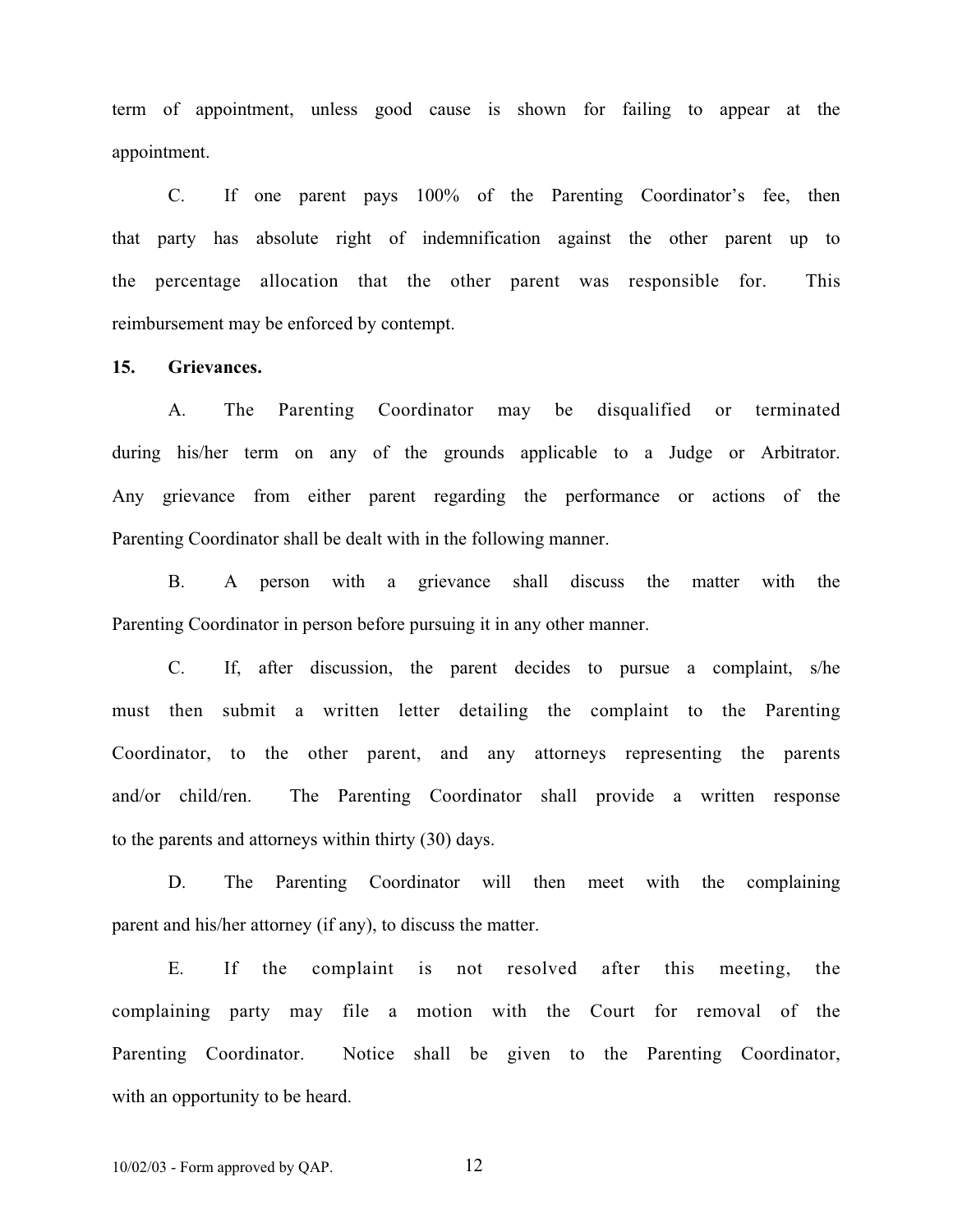term of appointment, unless good cause is shown for failing to appear at the appointment.

C. If one parent pays 100% of the Parenting Coordinator's fee, then that party has absolute right of indemnification against the other parent up to the percentage allocation that the other parent was responsible for. This reimbursement may be enforced by contempt.

**15. Grievances.**

A. The Parenting Coordinator may be disqualified or terminated during his/her term on any of the grounds applicable to a Judge or Arbitrator. Any grievance from either parent regarding the performance or actions of the Parenting Coordinator shall be dealt with in the following manner.

B. A person with a grievance shall discuss the matter with the Parenting Coordinator in person before pursuing it in any other manner.

C. If, after discussion, the parent decides to pursue a complaint, s/he must then submit a written letter detailing the complaint to the Parenting Coordinator, to the other parent, and any attorneys representing the parents and/or child/ren. The Parenting Coordinator shall provide a written response to the parents and attorneys within thirty (30) days.

D. The Parenting Coordinator will then meet with the complaining parent and his/her attorney (if any), to discuss the matter.

E. If the complaint is not resolved after this meeting, the complaining party may file a motion with the Court for removal of the Parenting Coordinator. Notice shall be given to the Parenting Coordinator, with an opportunity to be heard.

10/02/03 - Form approved by QAP.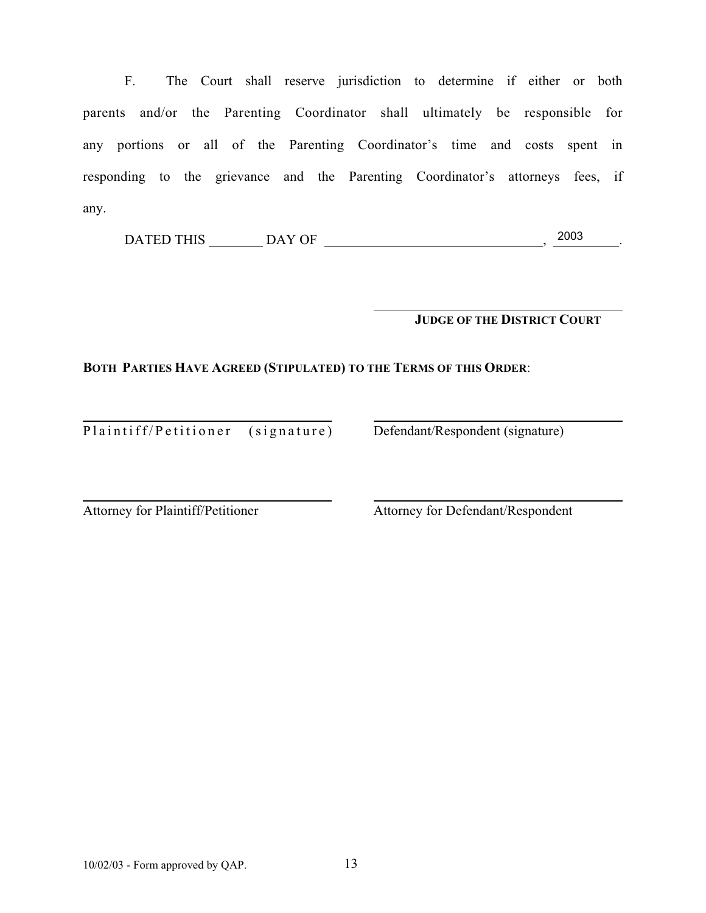F. The Court shall reserve jurisdiction to determine if either or both parents and/or the Parenting Coordinator shall ultimately be responsible for any portions or all of the Parenting Coordinator's time and costs spent in responding to the grievance and the Parenting Coordinator's attorneys fees, if any.

DATED THIS ________ DAY OF ______________________________, 2003.

______________________________
**JUDGE OF THE DISTRICT COURT**

**BOTH PARTIES HAVE AGREED (STIPULATED) TO THE TERMS OF THIS ORDER**:

______________________________ Plaintiff/Petitioner (signature)

______________________________ Defendant/Respondent (signature)

______________________________ Attorney for Plaintiff/Petitioner

______________________________ Attorney for Defendant/Respondent

10/02/03 - Form approved by QAP.